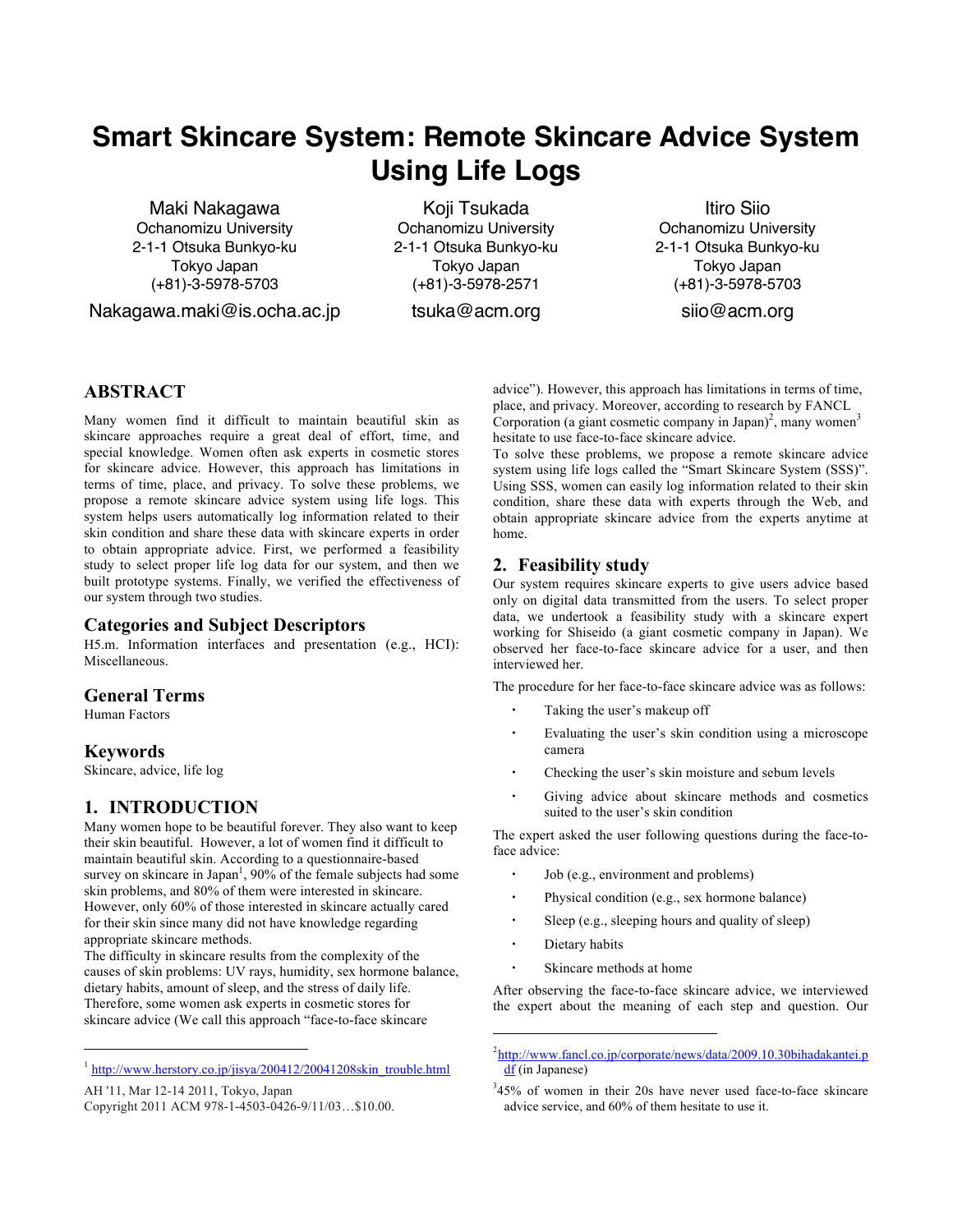# Smart Skincare System: Remote Skincare Advice System Using Life Logs

Maki Nakagawa
Ochanomizu University
2-1-1 Otsuka Bunkyo-ku
Tokyo Japan
(+81)-3-5978-5703
Nakagawa.maki@is.ocha.ac.jp

Koji Tsukada
Ochanomizu University
2-1-1 Otsuka Bunkyo-ku
Tokyo Japan
(+81)-3-5978-2571
tsuka@acm.org

Itiro Siio
Ochanomizu University
2-1-1 Otsuka Bunkyo-ku
Tokyo Japan
(+81)-3-5978-5703
siio@acm.org

## ABSTRACT

Many women find it difficult to maintain beautiful skin as skincare approaches require a great deal of effort, time, and special knowledge. Women often ask experts in cosmetic stores for skincare advice. However, this approach has limitations in terms of time, place, and privacy. To solve these problems, we propose a remote skincare advice system using life logs. This system helps users automatically log information related to their skin condition and share these data with skincare experts in order to obtain appropriate advice. First, we performed a feasibility study to select proper life log data for our system, and then we built prototype systems. Finally, we verified the effectiveness of our system through two studies.

## Categories and Subject Descriptors

H5.m. Information interfaces and presentation (e.g., HCI): Miscellaneous.

## General Terms

Human Factors

## Keywords

Skincare, advice, life log

## 1. INTRODUCTION

Many women hope to be beautiful forever. They also want to keep their skin beautiful. However, a lot of women find it difficult to maintain beautiful skin. According to a questionnaire-based survey on skincare in Japan[1], 90% of the female subjects had some skin problems, and 80% of them were interested in skincare. However, only 60% of those interested in skincare actually cared for their skin since many did not have knowledge regarding appropriate skincare methods.

The difficulty in skincare results from the complexity of the causes of skin problems: UV rays, humidity, sex hormone balance, dietary habits, amount of sleep, and the stress of daily life. Therefore, some women ask experts in cosmetic stores for skincare advice (We call this approach "face-to-face skincare advice"). However, this approach has limitations in terms of time, place, and privacy. Moreover, according to research by FANCL Corporation (a giant cosmetic company in Japan)[2], many women[3] hesitate to use face-to-face skincare advice.

To solve these problems, we propose a remote skincare advice system using life logs called the "Smart Skincare System (SSS)". Using SSS, women can easily log information related to their skin condition, share these data with experts through the Web, and obtain appropriate skincare advice from the experts anytime at home.

## 2. Feasibility study

Our system requires skincare experts to give users advice based only on digital data transmitted from the users. To select proper data, we undertook a feasibility study with a skincare expert working for Shiseido (a giant cosmetic company in Japan). We observed her face-to-face skincare advice for a user, and then interviewed her.

The procedure for her face-to-face skincare advice was as follows:

- Taking the user's makeup off
- Evaluating the user's skin condition using a microscope camera
- Checking the user's skin moisture and sebum levels
- Giving advice about skincare methods and cosmetics suited to the user's skin condition

The expert asked the user following questions during the face-to-face advice:

- Job (e.g., environment and problems)
- Physical condition (e.g., sex hormone balance)
- Sleep (e.g., sleeping hours and quality of sleep)
- Dietary habits
- Skincare methods at home

After observing the face-to-face skincare advice, we interviewed the expert about the meaning of each step and question. Our

---

[1] http://www.herstory.co.jp/jisya/200412/20041208skin_trouble.html

[2] http://www.fancl.co.jp/corporate/news/data/2009.10.30bihadakantei.pdf (in Japanese)

[3] 45% of women in their 20s have never used face-to-face skincare advice service, and 60% of them hesitate to use it.

AH '11, Mar 12-14 2011, Tokyo, Japan
Copyright 2011 ACM 978-1-4503-0426-9/11/03…$10.00.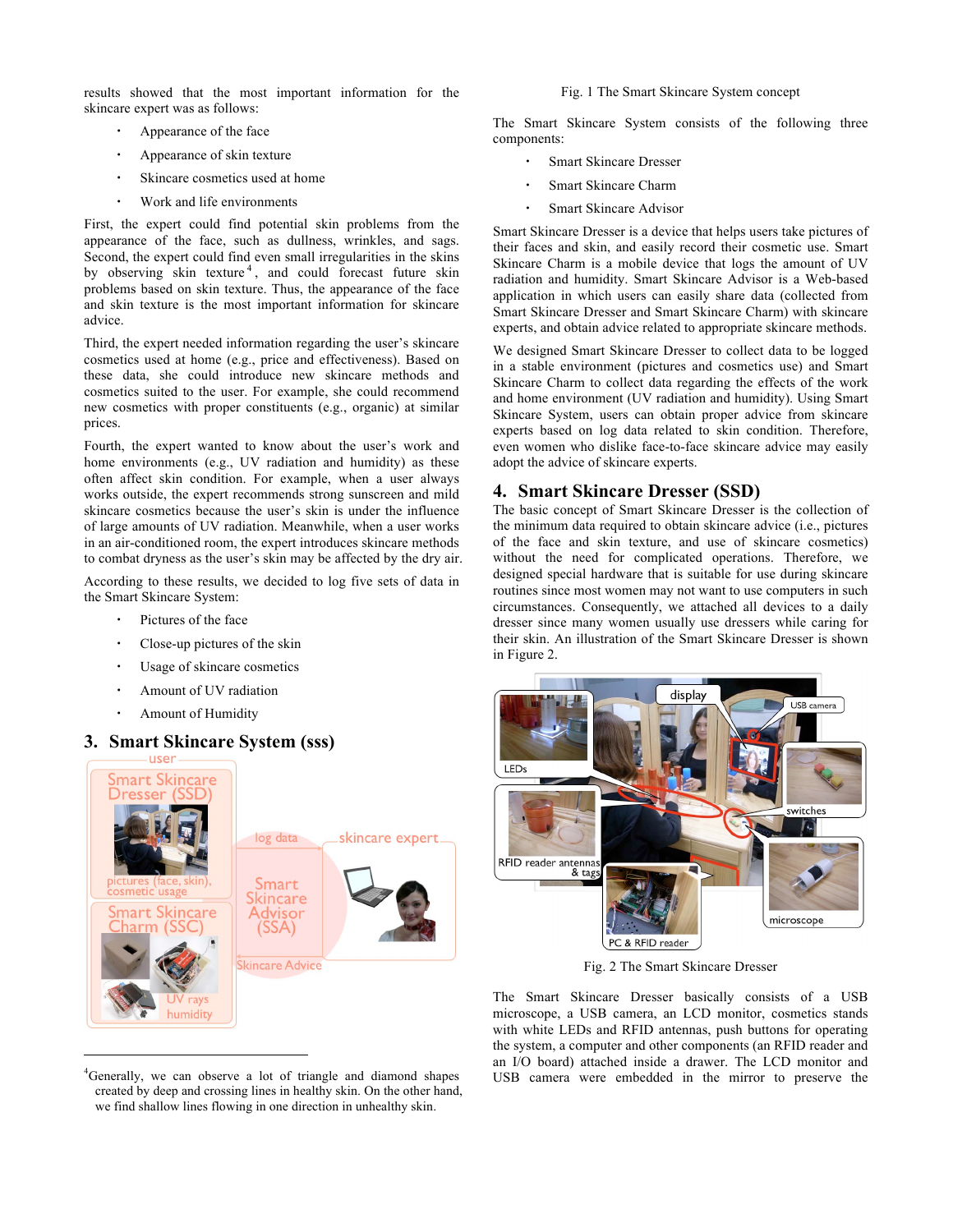results showed that the most important information for the skincare expert was as follows:

- Appearance of the face
- Appearance of skin texture
- Skincare cosmetics used at home
- Work and life environments

First, the expert could find potential skin problems from the appearance of the face, such as dullness, wrinkles, and sags. Second, the expert could find even small irregularities in the skins by observing skin texture[4], and could forecast future skin problems based on skin texture. Thus, the appearance of the face and skin texture is the most important information for skincare advice.

Third, the expert needed information regarding the user's skincare cosmetics used at home (e.g., price and effectiveness). Based on these data, she could introduce new skincare methods and cosmetics suited to the user. For example, she could recommend new cosmetics with proper constituents (e.g., organic) at similar prices.

Fourth, the expert wanted to know about the user's work and home environments (e.g., UV radiation and humidity) as these often affect skin condition. For example, when a user always works outside, the expert recommends strong sunscreen and mild skincare cosmetics because the user's skin is under the influence of large amounts of UV radiation. Meanwhile, when a user works in an air-conditioned room, the expert introduces skincare methods to combat dryness as the user's skin may be affected by the dry air.

According to these results, we decided to log five sets of data in the Smart Skincare System:

- Pictures of the face
- Close-up pictures of the skin
- Usage of skincare cosmetics
- Amount of UV radiation
- Amount of Humidity

## 3. Smart Skincare System (sss)

user

Smart Skincare Dresser (SSD)

pictures (face, skin), cosmetic usage

Smart Skincare Charm (SSC)

UV rays

humidity

log data

Smart Skincare Advisor (SSA)

skincare expert

Skincare Advice

Fig. 1 The Smart Skincare System concept

The Smart Skincare System consists of the following three components:

- Smart Skincare Dresser
- Smart Skincare Charm
- Smart Skincare Advisor

Smart Skincare Dresser is a device that helps users take pictures of their faces and skin, and easily record their cosmetic use. Smart Skincare Charm is a mobile device that logs the amount of UV radiation and humidity. Smart Skincare Advisor is a Web-based application in which users can easily share data (collected from Smart Skincare Dresser and Smart Skincare Charm) with skincare experts, and obtain advice related to appropriate skincare methods.

We designed Smart Skincare Dresser to collect data to be logged in a stable environment (pictures and cosmetics use) and Smart Skincare Charm to collect data regarding the effects of the work and home environment (UV radiation and humidity). Using Smart Skincare System, users can obtain proper advice from skincare experts based on log data related to skin condition. Therefore, even women who dislike face-to-face skincare advice may easily adopt the advice of skincare experts.

## 4. Smart Skincare Dresser (SSD)

The basic concept of Smart Skincare Dresser is the collection of the minimum data required to obtain skincare advice (i.e., pictures of the face and skin texture, and use of skincare cosmetics) without the need for complicated operations. Therefore, we designed special hardware that is suitable for use during skincare routines since most women may not want to use computers in such circumstances. Consequently, we attached all devices to a daily dresser since many women usually use dressers while caring for their skin. An illustration of the Smart Skincare Dresser is shown in Figure 2.

LEDs

display

USB camera

switches

RFID reader antennas & tags

microscope

PC & RFID reader

Fig. 2 The Smart Skincare Dresser

The Smart Skincare Dresser basically consists of a USB microscope, a USB camera, an LCD monitor, cosmetics stands with white LEDs and RFID antennas, push buttons for operating the system, a computer and other components (an RFID reader and an I/O board) attached inside a drawer. The LCD monitor and USB camera were embedded in the mirror to preserve the

---

[4] Generally, we can observe a lot of triangle and diamond shapes created by deep and crossing lines in healthy skin. On the other hand, we find shallow lines flowing in one direction in unhealthy skin.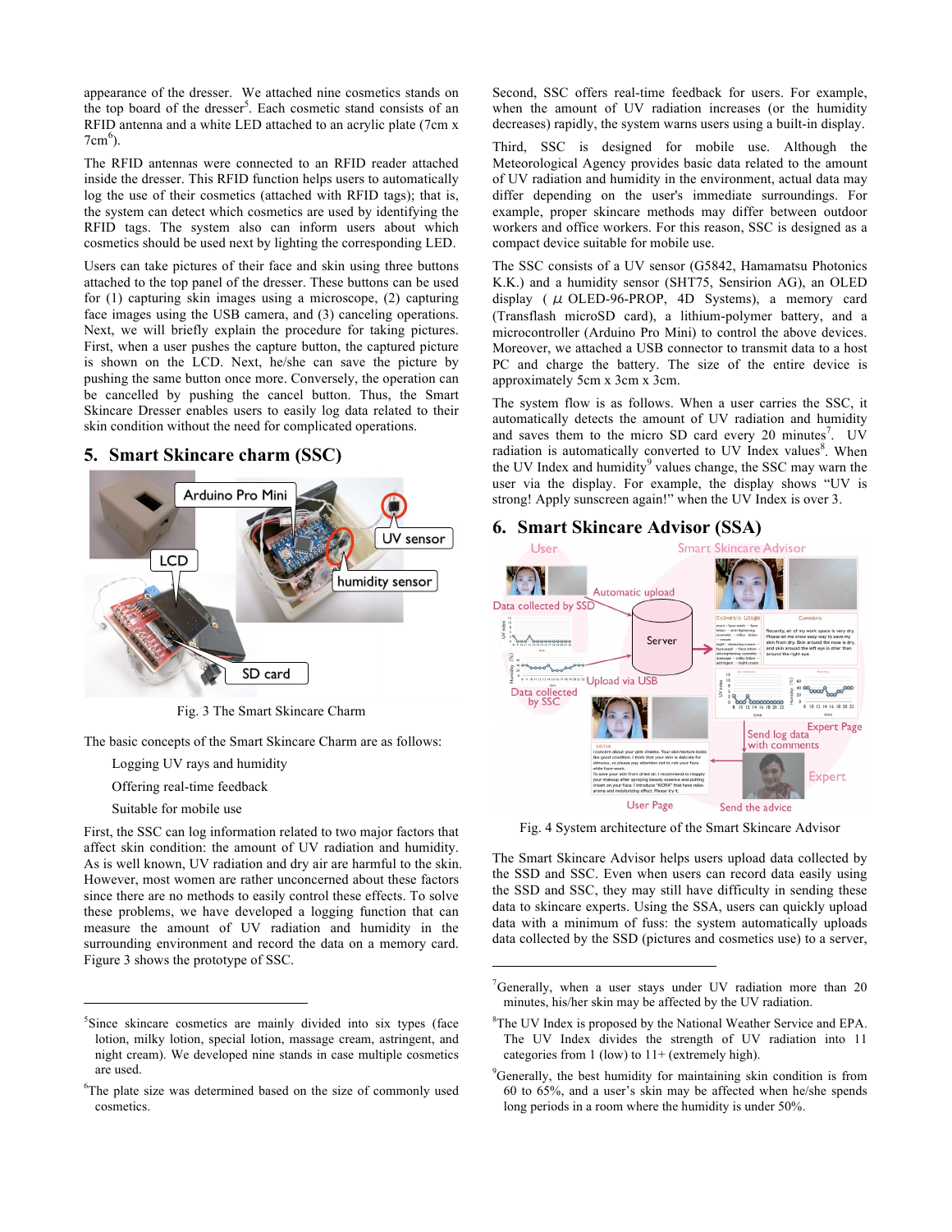appearance of the dresser. We attached nine cosmetics stands on the top board of the dresser[5]. Each cosmetic stand consists of an RFID antenna and a white LED attached to an acrylic plate (7cm x 7cm[6]).

The RFID antennas were connected to an RFID reader attached inside the dresser. This RFID function helps users to automatically log the use of their cosmetics (attached with RFID tags); that is, the system can detect which cosmetics are used by identifying the RFID tags. The system also can inform users about which cosmetics should be used next by lighting the corresponding LED.

Users can take pictures of their face and skin using three buttons attached to the top panel of the dresser. These buttons can be used for (1) capturing skin images using a microscope, (2) capturing face images using the USB camera, and (3) canceling operations. Next, we will briefly explain the procedure for taking pictures. First, when a user pushes the capture button, the captured picture is shown on the LCD. Next, he/she can save the picture by pushing the same button once more. Conversely, the operation can be cancelled by pushing the cancel button. Thus, the Smart Skincare Dresser enables users to easily log data related to their skin condition without the need for complicated operations.

## 5. Smart Skincare charm (SSC)

Arduino Pro Mini

UV sensor

LCD

humidity sensor

SD card

Fig. 3 The Smart Skincare Charm

The basic concepts of the Smart Skincare Charm are as follows:

Logging UV rays and humidity

Offering real-time feedback

Suitable for mobile use

First, the SSC can log information related to two major factors that affect skin condition: the amount of UV radiation and humidity. As is well known, UV radiation and dry air are harmful to the skin. However, most women are rather unconcerned about these factors since there are no methods to easily control these effects. To solve these problems, we have developed a logging function that can measure the amount of UV radiation and humidity in the surrounding environment and record the data on a memory card. Figure 3 shows the prototype of SSC.

Second, SSC offers real-time feedback for users. For example, when the amount of UV radiation increases (or the humidity decreases) rapidly, the system warns users using a built-in display.

Third, SSC is designed for mobile use. Although the Meteorological Agency provides basic data related to the amount of UV radiation and humidity in the environment, actual data may differ depending on the user's immediate surroundings. For example, proper skincare methods may differ between outdoor workers and office workers. For this reason, SSC is designed as a compact device suitable for mobile use.

The SSC consists of a UV sensor (G5842, Hamamatsu Photonics K.K.) and a humidity sensor (SHT75, Sensirion AG), an OLED display (μOLED-96-PROP, 4D Systems), a memory card (Transflash microSD card), a lithium-polymer battery, and a microcontroller (Arduino Pro Mini) to control the above devices. Moreover, we attached a USB connector to transmit data to a host PC and charge the battery. The size of the entire device is approximately 5cm x 3cm x 3cm.

The system flow is as follows. When a user carries the SSC, it automatically detects the amount of UV radiation and humidity and saves them to the micro SD card every 20 minutes[7]. UV radiation is automatically converted to UV Index values[8]. When the UV Index and humidity[9] values change, the SSC may warn the user via the display. For example, the display shows "UV is strong! Apply sunscreen again!" when the UV Index is over 3.

## 6. Smart Skincare Advisor (SSA)

User

Smart Skincare Advisor

Automatic upload

Data collected by SSD

Server

Upload via USB

Data collected by SSC

Send log data with comments

Expert Page

Expert

User Page

Send the advice

Fig. 4 System architecture of the Smart Skincare Advisor

The Smart Skincare Advisor helps users upload data collected by the SSD and SSC. Even when users can record data easily using the SSD and SSC, they may still have difficulty in sending these data to skincare experts. Using the SSA, users can quickly upload data with a minimum of fuss: the system automatically uploads data collected by the SSD (pictures and cosmetics use) to a server,

---

[5] Since skincare cosmetics are mainly divided into six types (face lotion, milky lotion, special lotion, massage cream, astringent, and night cream). We developed nine stands in case multiple cosmetics are used.

[6] The plate size was determined based on the size of commonly used cosmetics.

[7] Generally, when a user stays under UV radiation more than 20 minutes, his/her skin may be affected by the UV radiation.

[8] The UV Index is proposed by the National Weather Service and EPA. The UV Index divides the strength of UV radiation into 11 categories from 1 (low) to 11+ (extremely high).

[9] Generally, the best humidity for maintaining skin condition is from 60 to 65%, and a user's skin may be affected when he/she spends long periods in a room where the humidity is under 50%.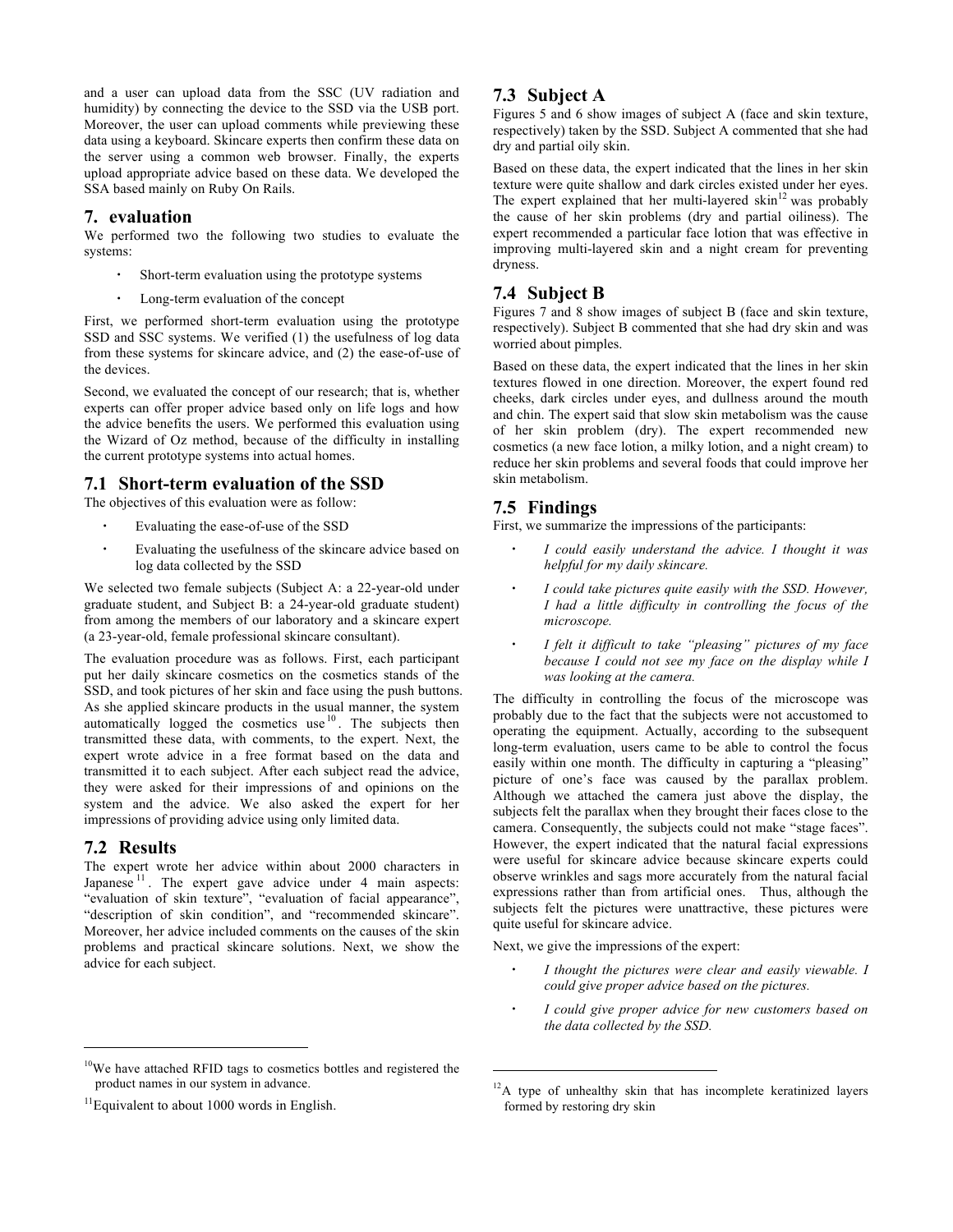and a user can upload data from the SSC (UV radiation and humidity) by connecting the device to the SSD via the USB port. Moreover, the user can upload comments while previewing these data using a keyboard. Skincare experts then confirm these data on the server using a common web browser. Finally, the experts upload appropriate advice based on these data. We developed the SSA based mainly on Ruby On Rails.

## 7. evaluation

We performed two the following two studies to evaluate the systems:

- Short-term evaluation using the prototype systems
- Long-term evaluation of the concept

First, we performed short-term evaluation using the prototype SSD and SSC systems. We verified (1) the usefulness of log data from these systems for skincare advice, and (2) the ease-of-use of the devices.

Second, we evaluated the concept of our research; that is, whether experts can offer proper advice based only on life logs and how the advice benefits the users. We performed this evaluation using the Wizard of Oz method, because of the difficulty in installing the current prototype systems into actual homes.

### 7.1 Short-term evaluation of the SSD

The objectives of this evaluation were as follow:

- Evaluating the ease-of-use of the SSD
- Evaluating the usefulness of the skincare advice based on log data collected by the SSD

We selected two female subjects (Subject A: a 22-year-old under graduate student, and Subject B: a 24-year-old graduate student) from among the members of our laboratory and a skincare expert (a 23-year-old, female professional skincare consultant).

The evaluation procedure was as follows. First, each participant put her daily skincare cosmetics on the cosmetics stands of the SSD, and took pictures of her skin and face using the push buttons. As she applied skincare products in the usual manner, the system automatically logged the cosmetics use[10]. The subjects then transmitted these data, with comments, to the expert. Next, the expert wrote advice in a free format based on the data and transmitted it to each subject. After each subject read the advice, they were asked for their impressions of and opinions on the system and the advice. We also asked the expert for her impressions of providing advice using only limited data.

### 7.2 Results

The expert wrote her advice within about 2000 characters in Japanese[11]. The expert gave advice under 4 main aspects: "evaluation of skin texture", "evaluation of facial appearance", "description of skin condition", and "recommended skincare". Moreover, her advice included comments on the causes of the skin problems and practical skincare solutions. Next, we show the advice for each subject.

### 7.3 Subject A

Figures 5 and 6 show images of subject A (face and skin texture, respectively) taken by the SSD. Subject A commented that she had dry and partial oily skin.

Based on these data, the expert indicated that the lines in her skin texture were quite shallow and dark circles existed under her eyes. The expert explained that her multi-layered skin[12] was probably the cause of her skin problems (dry and partial oiliness). The expert recommended a particular face lotion that was effective in improving multi-layered skin and a night cream for preventing dryness.

### 7.4 Subject B

Figures 7 and 8 show images of subject B (face and skin texture, respectively). Subject B commented that she had dry skin and was worried about pimples.

Based on these data, the expert indicated that the lines in her skin textures flowed in one direction. Moreover, the expert found red cheeks, dark circles under eyes, and dullness around the mouth and chin. The expert said that slow skin metabolism was the cause of her skin problem (dry). The expert recommended new cosmetics (a new face lotion, a milky lotion, and a night cream) to reduce her skin problems and several foods that could improve her skin metabolism.

### 7.5 Findings

First, we summarize the impressions of the participants:

- *I could easily understand the advice. I thought it was helpful for my daily skincare.*
- *I could take pictures quite easily with the SSD. However, I had a little difficulty in controlling the focus of the microscope.*
- *I felt it difficult to take "pleasing" pictures of my face because I could not see my face on the display while I was looking at the camera.*

The difficulty in controlling the focus of the microscope was probably due to the fact that the subjects were not accustomed to operating the equipment. Actually, according to the subsequent long-term evaluation, users came to be able to control the focus easily within one month. The difficulty in capturing a "pleasing" picture of one's face was caused by the parallax problem. Although we attached the camera just above the display, the subjects felt the parallax when they brought their faces close to the camera. Consequently, the subjects could not make "stage faces". However, the expert indicated that the natural facial expressions were useful for skincare advice because skincare experts could observe wrinkles and sags more accurately from the natural facial expressions rather than from artificial ones. Thus, although the subjects felt the pictures were unattractive, these pictures were quite useful for skincare advice.

Next, we give the impressions of the expert:

- *I thought the pictures were clear and easily viewable. I could give proper advice based on the pictures.*
- *I could give proper advice for new customers based on the data collected by the SSD.*

---

[10] We have attached RFID tags to cosmetics bottles and registered the product names in our system in advance.

[11] Equivalent to about 1000 words in English.

[12] A type of unhealthy skin that has incomplete keratinized layers formed by restoring dry skin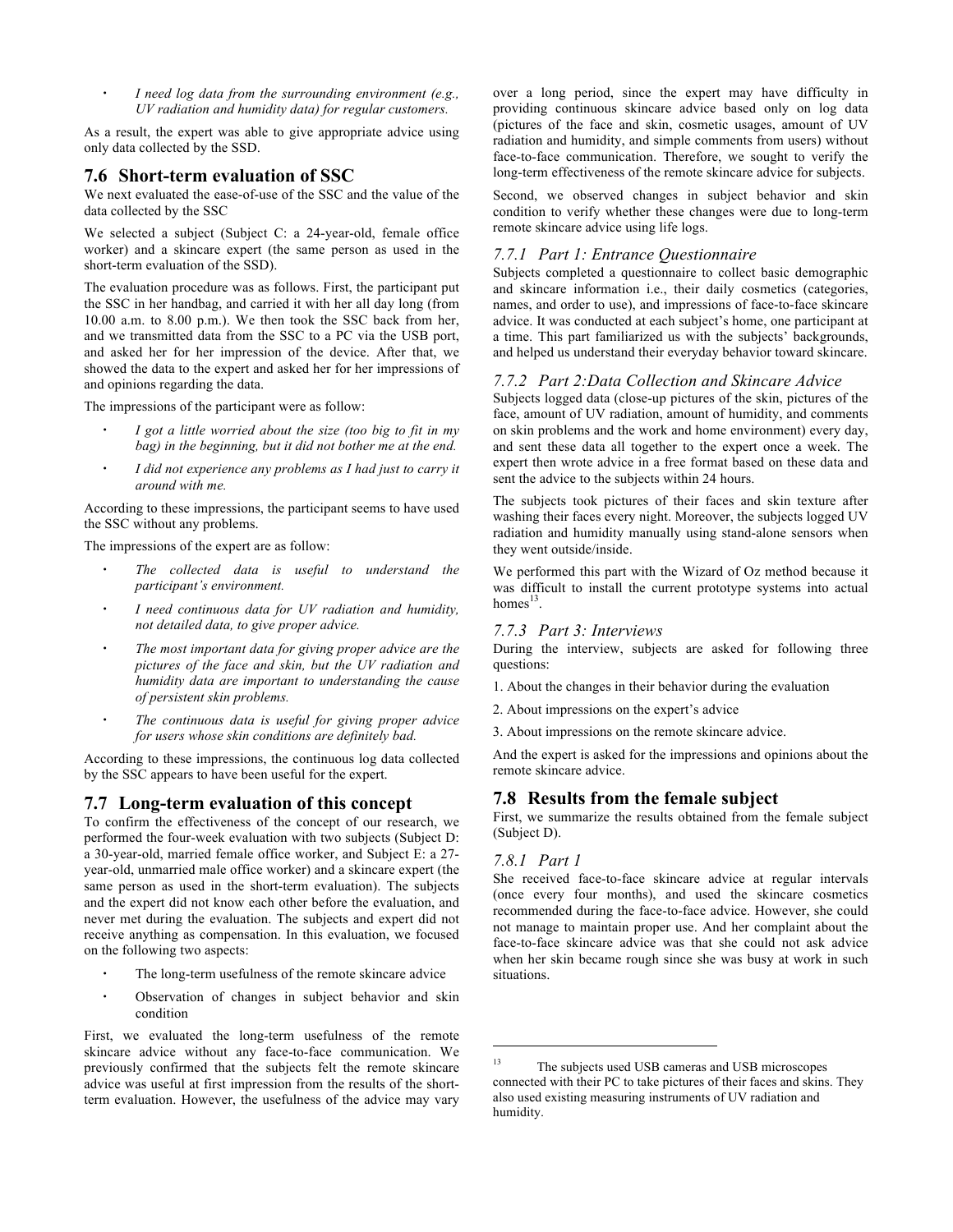- *I need log data from the surrounding environment (e.g., UV radiation and humidity data) for regular customers.*

As a result, the expert was able to give appropriate advice using only data collected by the SSD.

## 7.6 Short-term evaluation of SSC

We next evaluated the ease-of-use of the SSC and the value of the data collected by the SSC

We selected a subject (Subject C: a 24-year-old, female office worker) and a skincare expert (the same person as used in the short-term evaluation of the SSD).

The evaluation procedure was as follows. First, the participant put the SSC in her handbag, and carried it with her all day long (from 10.00 a.m. to 8.00 p.m.). We then took the SSC back from her, and we transmitted data from the SSC to a PC via the USB port, and asked her for her impression of the device. After that, we showed the data to the expert and asked her for her impressions of and opinions regarding the data.

The impressions of the participant were as follow:

- *I got a little worried about the size (too big to fit in my bag) in the beginning, but it did not bother me at the end.*
- *I did not experience any problems as I had just to carry it around with me.*

According to these impressions, the participant seems to have used the SSC without any problems.

The impressions of the expert are as follow:

- *The collected data is useful to understand the participant's environment.*
- *I need continuous data for UV radiation and humidity, not detailed data, to give proper advice.*
- *The most important data for giving proper advice are the pictures of the face and skin, but the UV radiation and humidity data are important to understanding the cause of persistent skin problems.*
- *The continuous data is useful for giving proper advice for users whose skin conditions are definitely bad.*

According to these impressions, the continuous log data collected by the SSC appears to have been useful for the expert.

## 7.7 Long-term evaluation of this concept

To confirm the effectiveness of the concept of our research, we performed the four-week evaluation with two subjects (Subject D: a 30-year-old, married female office worker, and Subject E: a 27-year-old, unmarried male office worker) and a skincare expert (the same person as used in the short-term evaluation). The subjects and the expert did not know each other before the evaluation, and never met during the evaluation. The subjects and expert did not receive anything as compensation. In this evaluation, we focused on the following two aspects:

- The long-term usefulness of the remote skincare advice
- Observation of changes in subject behavior and skin condition

First, we evaluated the long-term usefulness of the remote skincare advice without any face-to-face communication. We previously confirmed that the subjects felt the remote skincare advice was useful at first impression from the results of the short-term evaluation. However, the usefulness of the advice may vary over a long period, since the expert may have difficulty in providing continuous skincare advice based only on log data (pictures of the face and skin, cosmetic usages, amount of UV radiation and humidity, and simple comments from users) without face-to-face communication. Therefore, we sought to verify the long-term effectiveness of the remote skincare advice for subjects.

Second, we observed changes in subject behavior and skin condition to verify whether these changes were due to long-term remote skincare advice using life logs.

### 7.7.1 Part 1: Entrance Questionnaire

Subjects completed a questionnaire to collect basic demographic and skincare information i.e., their daily cosmetics (categories, names, and order to use), and impressions of face-to-face skincare advice. It was conducted at each subject's home, one participant at a time. This part familiarized us with the subjects' backgrounds, and helped us understand their everyday behavior toward skincare.

### 7.7.2 Part 2:Data Collection and Skincare Advice

Subjects logged data (close-up pictures of the skin, pictures of the face, amount of UV radiation, amount of humidity, and comments on skin problems and the work and home environment) every day, and sent these data all together to the expert once a week. The expert then wrote advice in a free format based on these data and sent the advice to the subjects within 24 hours.

The subjects took pictures of their faces and skin texture after washing their faces every night. Moreover, the subjects logged UV radiation and humidity manually using stand-alone sensors when they went outside/inside.

We performed this part with the Wizard of Oz method because it was difficult to install the current prototype systems into actual homes[13].

### 7.7.3 Part 3: Interviews

During the interview, subjects are asked for following three questions:

1. About the changes in their behavior during the evaluation
2. About impressions on the expert's advice
3. About impressions on the remote skincare advice.

And the expert is asked for the impressions and opinions about the remote skincare advice.

## 7.8 Results from the female subject

First, we summarize the results obtained from the female subject (Subject D).

### 7.8.1 Part 1

She received face-to-face skincare advice at regular intervals (once every four months), and used the skincare cosmetics recommended during the face-to-face advice. However, she could not manage to maintain proper use. And her complaint about the face-to-face skincare advice was that she could not ask advice when her skin became rough since she was busy at work in such situations.

---

[13] The subjects used USB cameras and USB microscopes connected with their PC to take pictures of their faces and skins. They also used existing measuring instruments of UV radiation and humidity.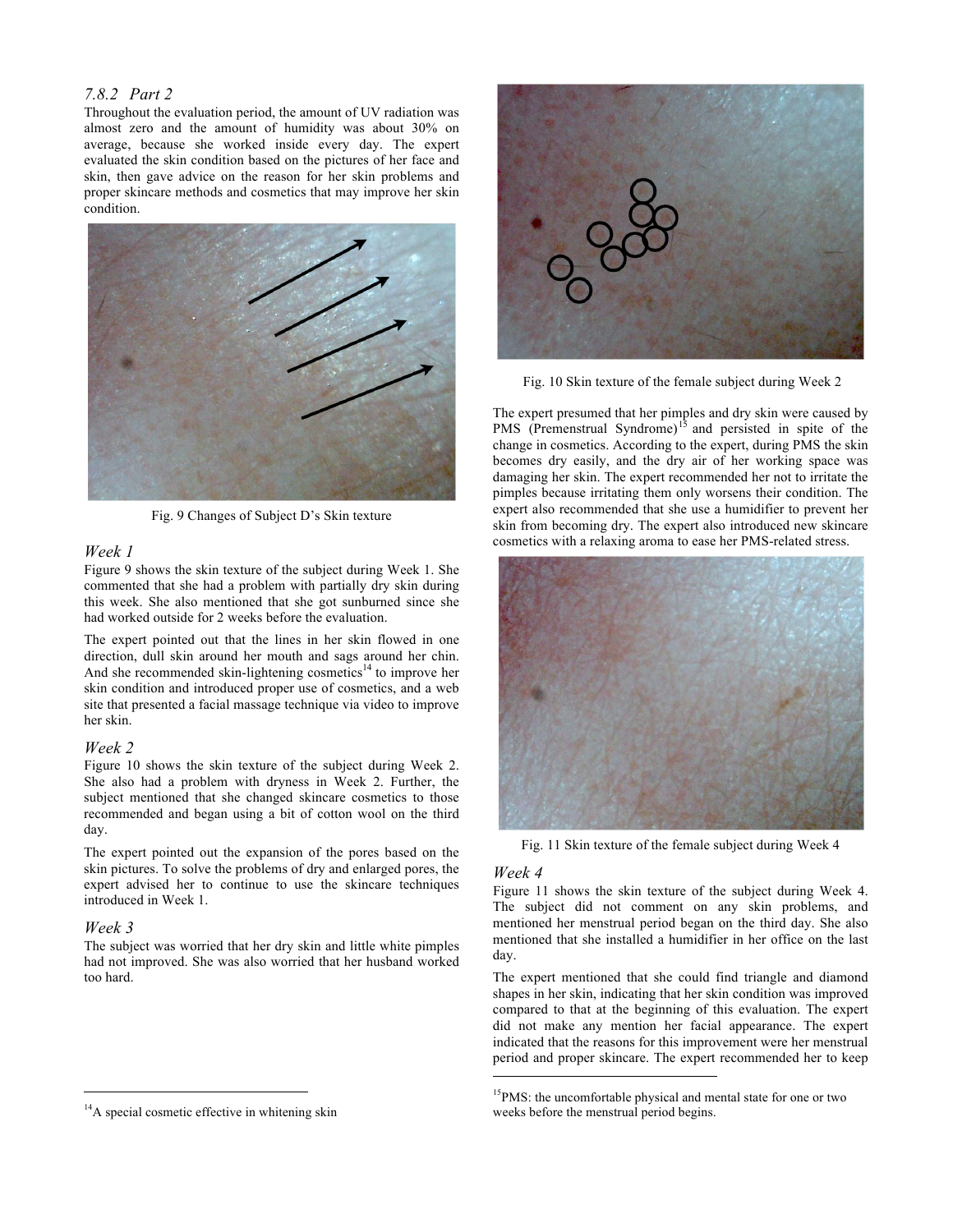### 7.8.2 Part 2

Throughout the evaluation period, the amount of UV radiation was almost zero and the amount of humidity was about 30% on average, because she worked inside every day. The expert evaluated the skin condition based on the pictures of her face and skin, then gave advice on the reason for her skin problems and proper skincare methods and cosmetics that may improve her skin condition.

Fig. 9 Changes of Subject D's Skin texture

#### Week 1

Figure 9 shows the skin texture of the subject during Week 1. She commented that she had a problem with partially dry skin during this week. She also mentioned that she got sunburned since she had worked outside for 2 weeks before the evaluation.

The expert pointed out that the lines in her skin flowed in one direction, dull skin around her mouth and sags around her chin. And she recommended skin-lightening cosmetics[14] to improve her skin condition and introduced proper use of cosmetics, and a web site that presented a facial massage technique via video to improve her skin.

#### Week 2

Figure 10 shows the skin texture of the subject during Week 2. She also had a problem with dryness in Week 2. Further, the subject mentioned that she changed skincare cosmetics to those recommended and began using a bit of cotton wool on the third day.

The expert pointed out the expansion of the pores based on the skin pictures. To solve the problems of dry and enlarged pores, the expert advised her to continue to use the skincare techniques introduced in Week 1.

#### Week 3

The subject was worried that her dry skin and little white pimples had not improved. She was also worried that her husband worked too hard.

Fig. 10 Skin texture of the female subject during Week 2

The expert presumed that her pimples and dry skin were caused by PMS (Premenstrual Syndrome)[15] and persisted in spite of the change in cosmetics. According to the expert, during PMS the skin becomes dry easily, and the dry air of her working space was damaging her skin. The expert recommended her not to irritate the pimples because irritating them only worsens their condition. The expert also recommended that she use a humidifier to prevent her skin from becoming dry. The expert also introduced new skincare cosmetics with a relaxing aroma to ease her PMS-related stress.

Fig. 11 Skin texture of the female subject during Week 4

#### Week 4

Figure 11 shows the skin texture of the subject during Week 4. The subject did not comment on any skin problems, and mentioned her menstrual period began on the third day. She also mentioned that she installed a humidifier in her office on the last day.

The expert mentioned that she could find triangle and diamond shapes in her skin, indicating that her skin condition was improved compared to that at the beginning of this evaluation. The expert did not make any mention her facial appearance. The expert indicated that the reasons for this improvement were her menstrual period and proper skincare. The expert recommended her to keep

[14] A special cosmetic effective in whitening skin

[15] PMS: the uncomfortable physical and mental state for one or two weeks before the menstrual period begins.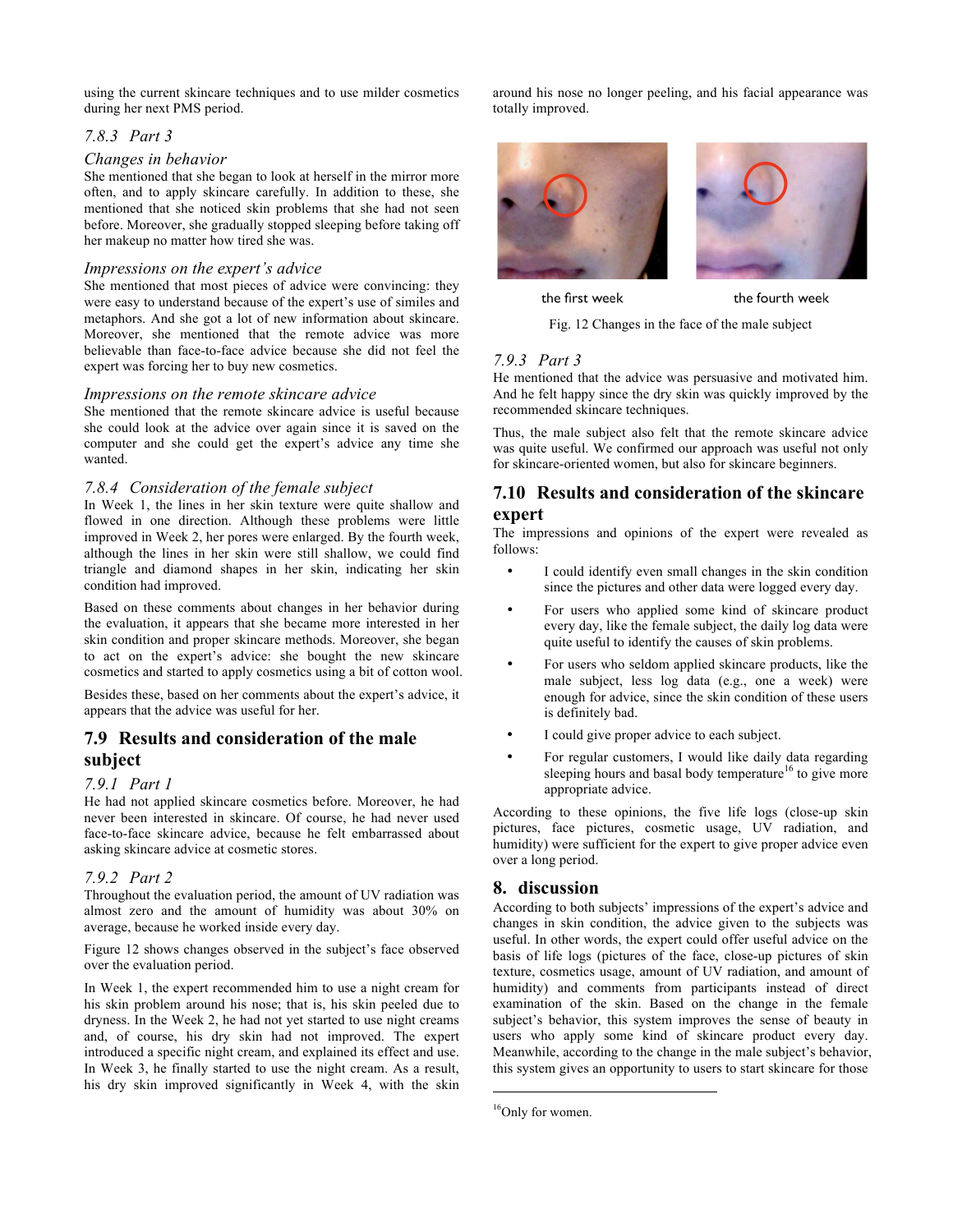using the current skincare techniques and to use milder cosmetics during her next PMS period.

### 7.8.3 Part 3

*Changes in behavior*

She mentioned that she began to look at herself in the mirror more often, and to apply skincare carefully. In addition to these, she mentioned that she noticed skin problems that she had not seen before. Moreover, she gradually stopped sleeping before taking off her makeup no matter how tired she was.

*Impressions on the expert's advice*

She mentioned that most pieces of advice were convincing: they were easy to understand because of the expert's use of similes and metaphors. And she got a lot of new information about skincare. Moreover, she mentioned that the remote advice was more believable than face-to-face advice because she did not feel the expert was forcing her to buy new cosmetics.

*Impressions on the remote skincare advice*

She mentioned that the remote skincare advice is useful because she could look at the advice over again since it is saved on the computer and she could get the expert's advice any time she wanted.

### 7.8.4 Consideration of the female subject

In Week 1, the lines in her skin texture were quite shallow and flowed in one direction. Although these problems were little improved in Week 2, her pores were enlarged. By the fourth week, although the lines in her skin were still shallow, we could find triangle and diamond shapes in her skin, indicating her skin condition had improved.

Based on these comments about changes in her behavior during the evaluation, it appears that she became more interested in her skin condition and proper skincare methods. Moreover, she began to act on the expert's advice: she bought the new skincare cosmetics and started to apply cosmetics using a bit of cotton wool.

Besides these, based on her comments about the expert's advice, it appears that the advice was useful for her.

## 7.9 Results and consideration of the male subject

### 7.9.1 Part 1

He had not applied skincare cosmetics before. Moreover, he had never been interested in skincare. Of course, he had never used face-to-face skincare advice, because he felt embarrassed about asking skincare advice at cosmetic stores.

### 7.9.2 Part 2

Throughout the evaluation period, the amount of UV radiation was almost zero and the amount of humidity was about 30% on average, because he worked inside every day.

Figure 12 shows changes observed in the subject's face observed over the evaluation period.

In Week 1, the expert recommended him to use a night cream for his skin problem around his nose; that is, his skin peeled due to dryness. In the Week 2, he had not yet started to use night creams and, of course, his dry skin had not improved. The expert introduced a specific night cream, and explained its effect and use. In Week 3, he finally started to use the night cream. As a result, his dry skin improved significantly in Week 4, with the skin around his nose no longer peeling, and his facial appearance was totally improved.

the first week the fourth week

Fig. 12 Changes in the face of the male subject

### 7.9.3 Part 3

He mentioned that the advice was persuasive and motivated him. And he felt happy since the dry skin was quickly improved by the recommended skincare techniques.

Thus, the male subject also felt that the remote skincare advice was quite useful. We confirmed our approach was useful not only for skincare-oriented women, but also for skincare beginners.

## 7.10 Results and consideration of the skincare expert

The impressions and opinions of the expert were revealed as follows:

- I could identify even small changes in the skin condition since the pictures and other data were logged every day.
- For users who applied some kind of skincare product every day, like the female subject, the daily log data were quite useful to identify the causes of skin problems.
- For users who seldom applied skincare products, like the male subject, less log data (e.g., one a week) were enough for advice, since the skin condition of these users is definitely bad.
- I could give proper advice to each subject.
- For regular customers, I would like daily data regarding sleeping hours and basal body temperature[16] to give more appropriate advice.

According to these opinions, the five life logs (close-up skin pictures, face pictures, cosmetic usage, UV radiation, and humidity) were sufficient for the expert to give proper advice even over a long period.

# 8. discussion

According to both subjects' impressions of the expert's advice and changes in skin condition, the advice given to the subjects was useful. In other words, the expert could offer useful advice on the basis of life logs (pictures of the face, close-up pictures of skin texture, cosmetics usage, amount of UV radiation, and amount of humidity) and comments from participants instead of direct examination of the skin. Based on the change in the female subject's behavior, this system improves the sense of beauty in users who apply some kind of skincare product every day. Meanwhile, according to the change in the male subject's behavior, this system gives an opportunity to users to start skincare for those

[16] Only for women.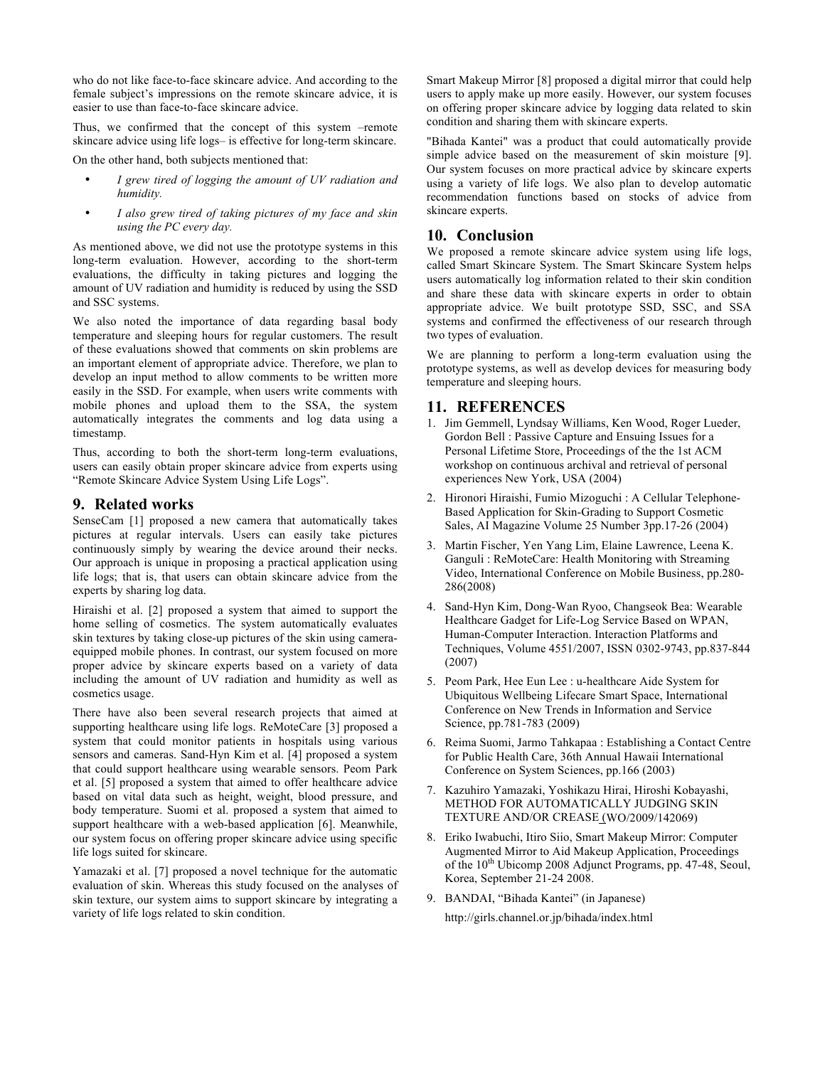who do not like face-to-face skincare advice. And according to the female subject's impressions on the remote skincare advice, it is easier to use than face-to-face skincare advice.

Thus, we confirmed that the concept of this system –remote skincare advice using life logs– is effective for long-term skincare.

On the other hand, both subjects mentioned that:

- *I grew tired of logging the amount of UV radiation and humidity.*
- *I also grew tired of taking pictures of my face and skin using the PC every day.*

As mentioned above, we did not use the prototype systems in this long-term evaluation. However, according to the short-term evaluations, the difficulty in taking pictures and logging the amount of UV radiation and humidity is reduced by using the SSD and SSC systems.

We also noted the importance of data regarding basal body temperature and sleeping hours for regular customers. The result of these evaluations showed that comments on skin problems are an important element of appropriate advice. Therefore, we plan to develop an input method to allow comments to be written more easily in the SSD. For example, when users write comments with mobile phones and upload them to the SSA, the system automatically integrates the comments and log data using a timestamp.

Thus, according to both the short-term long-term evaluations, users can easily obtain proper skincare advice from experts using "Remote Skincare Advice System Using Life Logs".

## 9. Related works

SenseCam [1] proposed a new camera that automatically takes pictures at regular intervals. Users can easily take pictures continuously simply by wearing the device around their necks. Our approach is unique in proposing a practical application using life logs; that is, that users can obtain skincare advice from the experts by sharing log data.

Hiraishi et al. [2] proposed a system that aimed to support the home selling of cosmetics. The system automatically evaluates skin textures by taking close-up pictures of the skin using camera-equipped mobile phones. In contrast, our system focused on more proper advice by skincare experts based on a variety of data including the amount of UV radiation and humidity as well as cosmetics usage.

There have also been several research projects that aimed at supporting healthcare using life logs. ReMoteCare [3] proposed a system that could monitor patients in hospitals using various sensors and cameras. Sand-Hyn Kim et al. [4] proposed a system that could support healthcare using wearable sensors. Peom Park et al. [5] proposed a system that aimed to offer healthcare advice based on vital data such as height, weight, blood pressure, and body temperature. Suomi et al. proposed a system that aimed to support healthcare with a web-based application [6]. Meanwhile, our system focus on offering proper skincare advice using specific life logs suited for skincare.

Yamazaki et al. [7] proposed a novel technique for the automatic evaluation of skin. Whereas this study focused on the analyses of skin texture, our system aims to support skincare by integrating a variety of life logs related to skin condition.

Smart Makeup Mirror [8] proposed a digital mirror that could help users to apply make up more easily. However, our system focuses on offering proper skincare advice by logging data related to skin condition and sharing them with skincare experts.

"Bihada Kantei" was a product that could automatically provide simple advice based on the measurement of skin moisture [9]. Our system focuses on more practical advice by skincare experts using a variety of life logs. We also plan to develop automatic recommendation functions based on stocks of advice from skincare experts.

## 10. Conclusion

We proposed a remote skincare advice system using life logs, called Smart Skincare System. The Smart Skincare System helps users automatically log information related to their skin condition and share these data with skincare experts in order to obtain appropriate advice. We built prototype SSD, SSC, and SSA systems and confirmed the effectiveness of our research through two types of evaluation.

We are planning to perform a long-term evaluation using the prototype systems, as well as develop devices for measuring body temperature and sleeping hours.

## 11. REFERENCES

1. Jim Gemmell, Lyndsay Williams, Ken Wood, Roger Lueder, Gordon Bell : Passive Capture and Ensuing Issues for a Personal Lifetime Store, Proceedings of the the 1st ACM workshop on continuous archival and retrieval of personal experiences New York, USA (2004)
2. Hironori Hiraishi, Fumio Mizoguchi : A Cellular Telephone-Based Application for Skin-Grading to Support Cosmetic Sales, AI Magazine Volume 25 Number 3pp.17-26 (2004)
3. Martin Fischer, Yen Yang Lim, Elaine Lawrence, Leena K. Ganguli : ReMoteCare: Health Monitoring with Streaming Video, International Conference on Mobile Business, pp.280-286(2008)
4. Sand-Hyn Kim, Dong-Wan Ryoo, Changseok Bea: Wearable Healthcare Gadget for Life-Log Service Based on WPAN, Human-Computer Interaction. Interaction Platforms and Techniques, Volume 4551/2007, ISSN 0302-9743, pp.837-844 (2007)
5. Peom Park, Hee Eun Lee : u-healthcare Aide System for Ubiquitous Wellbeing Lifecare Smart Space, International Conference on New Trends in Information and Service Science, pp.781-783 (2009)
6. Reima Suomi, Jarmo Tahkapaa : Establishing a Contact Centre for Public Health Care, 36th Annual Hawaii International Conference on System Sciences, pp.166 (2003)
7. Kazuhiro Yamazaki, Yoshikazu Hirai, Hiroshi Kobayashi, METHOD FOR AUTOMATICALLY JUDGING SKIN TEXTURE AND/OR CREASE (WO/2009/142069)
8. Eriko Iwabuchi, Itiro Siio, Smart Makeup Mirror: Computer Augmented Mirror to Aid Makeup Application, Proceedings of the 10th Ubicomp 2008 Adjunct Programs, pp. 47-48, Seoul, Korea, September 21-24 2008.
9. BANDAI, "Bihada Kantei" (in Japanese)

   http://girls.channel.or.jp/bihada/index.html